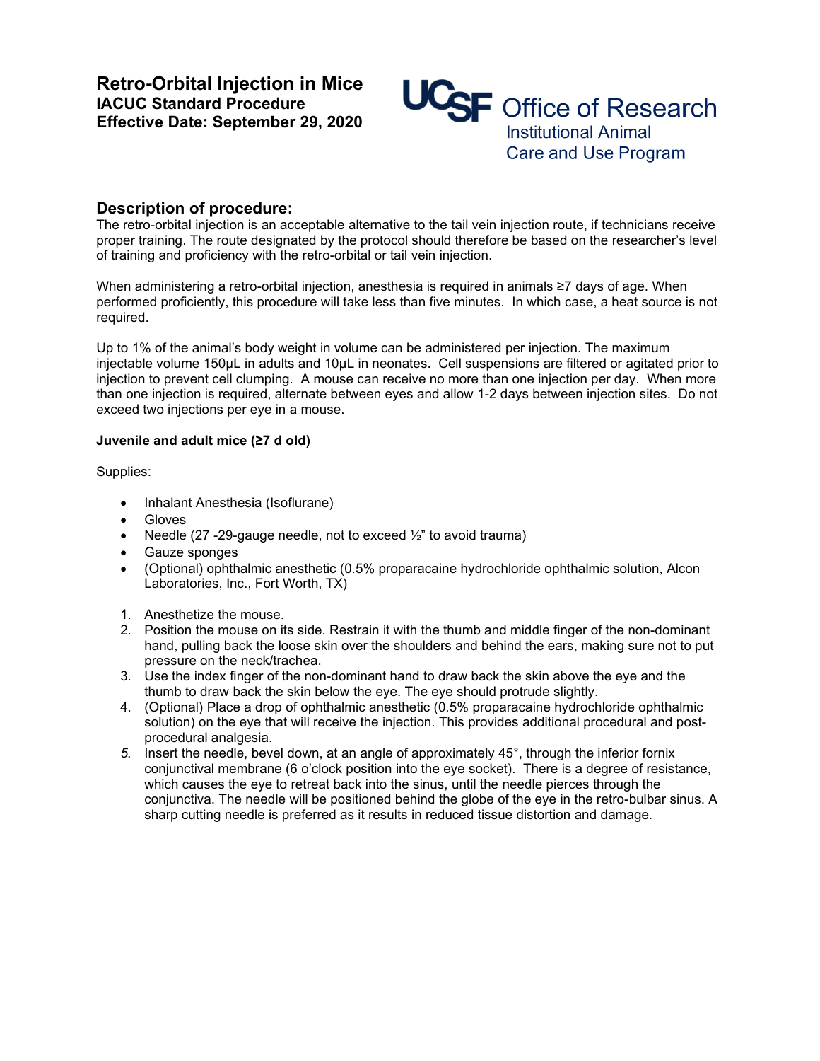# Retro-Orbital Injection in Mice

**IACUC Standard Procedure**
**Effective Date: September 29, 2020**

UCSF Office of Research
Institutional Animal Care and Use Program

## Description of procedure:

The retro-orbital injection is an acceptable alternative to the tail vein injection route, if technicians receive proper training. The route designated by the protocol should therefore be based on the researcher's level of training and proficiency with the retro-orbital or tail vein injection.

When administering a retro-orbital injection, anesthesia is required in animals ≥7 days of age. When performed proficiently, this procedure will take less than five minutes. In which case, a heat source is not required.

Up to 1% of the animal's body weight in volume can be administered per injection. The maximum injectable volume 150µL in adults and 10µL in neonates. Cell suspensions are filtered or agitated prior to injection to prevent cell clumping. A mouse can receive no more than one injection per day. When more than one injection is required, alternate between eyes and allow 1-2 days between injection sites. Do not exceed two injections per eye in a mouse.

**Juvenile and adult mice (≥7 d old)**

Supplies:

- Inhalant Anesthesia (Isoflurane)
- Gloves
- Needle (27 -29-gauge needle, not to exceed ½" to avoid trauma)
- Gauze sponges
- (Optional) ophthalmic anesthetic (0.5% proparacaine hydrochloride ophthalmic solution, Alcon Laboratories, Inc., Fort Worth, TX)

1. Anesthetize the mouse.
2. Position the mouse on its side. Restrain it with the thumb and middle finger of the non-dominant hand, pulling back the loose skin over the shoulders and behind the ears, making sure not to put pressure on the neck/trachea.
3. Use the index finger of the non-dominant hand to draw back the skin above the eye and the thumb to draw back the skin below the eye. The eye should protrude slightly.
4. (Optional) Place a drop of ophthalmic anesthetic (0.5% proparacaine hydrochloride ophthalmic solution) on the eye that will receive the injection. This provides additional procedural and post-procedural analgesia.
5. Insert the needle, bevel down, at an angle of approximately 45°, through the inferior fornix conjunctival membrane (6 o'clock position into the eye socket). There is a degree of resistance, which causes the eye to retreat back into the sinus, until the needle pierces through the conjunctiva. The needle will be positioned behind the globe of the eye in the retro-bulbar sinus. A sharp cutting needle is preferred as it results in reduced tissue distortion and damage.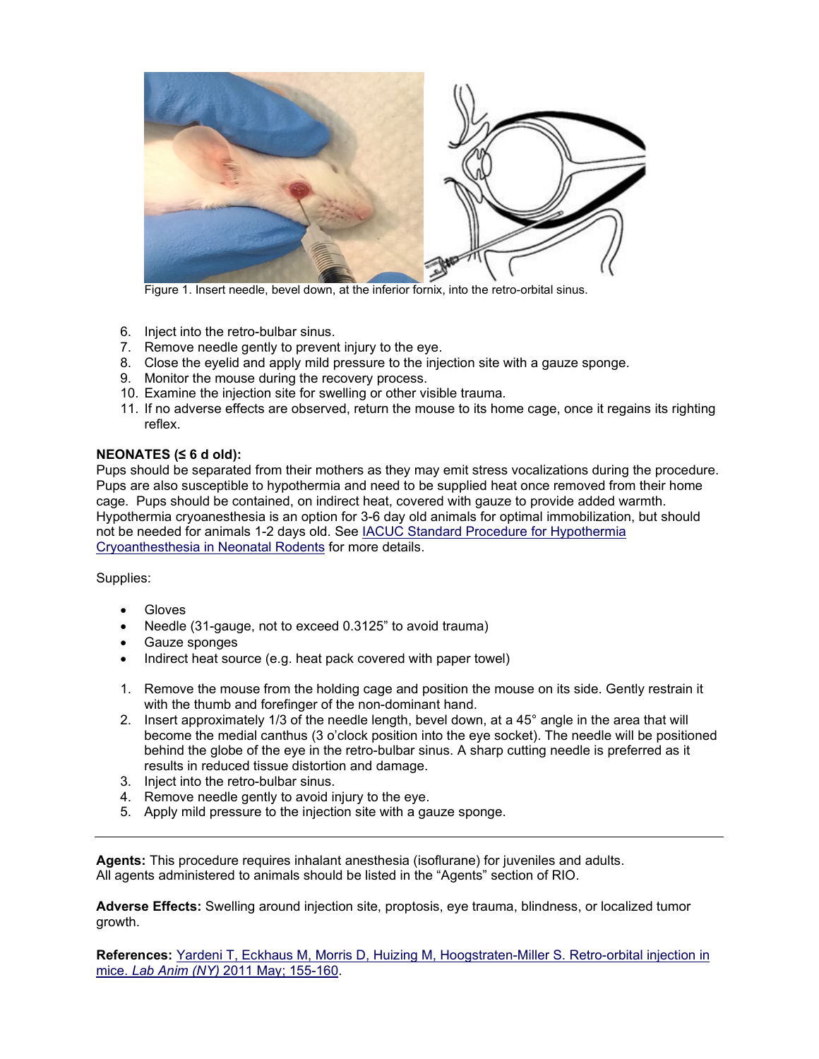Figure 1. Insert needle, bevel down, at the inferior fornix, into the retro-orbital sinus.

6. Inject into the retro-bulbar sinus.
7. Remove needle gently to prevent injury to the eye.
8. Close the eyelid and apply mild pressure to the injection site with a gauze sponge.
9. Monitor the mouse during the recovery process.
10. Examine the injection site for swelling or other visible trauma.
11. If no adverse effects are observed, return the mouse to its home cage, once it regains its righting reflex.

**NEONATES (≤ 6 d old):**
Pups should be separated from their mothers as they may emit stress vocalizations during the procedure. Pups are also susceptible to hypothermia and need to be supplied heat once removed from their home cage. Pups should be contained, on indirect heat, covered with gauze to provide added warmth. Hypothermia cryoanesthesia is an option for 3-6 day old animals for optimal immobilization, but should not be needed for animals 1-2 days old. See [IACUC Standard Procedure for Hypothermia Cryoanthesthesia in Neonatal Rodents] for more details.

Supplies:

- Gloves
- Needle (31-gauge, not to exceed 0.3125" to avoid trauma)
- Gauze sponges
- Indirect heat source (e.g. heat pack covered with paper towel)

1. Remove the mouse from the holding cage and position the mouse on its side. Gently restrain it with the thumb and forefinger of the non-dominant hand.
2. Insert approximately 1/3 of the needle length, bevel down, at a 45° angle in the area that will become the medial canthus (3 o'clock position into the eye socket). The needle will be positioned behind the globe of the eye in the retro-bulbar sinus. A sharp cutting needle is preferred as it results in reduced tissue distortion and damage.
3. Inject into the retro-bulbar sinus.
4. Remove needle gently to avoid injury to the eye.
5. Apply mild pressure to the injection site with a gauze sponge.

---

**Agents:** This procedure requires inhalant anesthesia (isoflurane) for juveniles and adults. All agents administered to animals should be listed in the "Agents" section of RIO.

**Adverse Effects:** Swelling around injection site, proptosis, eye trauma, blindness, or localized tumor growth.

**References:** Yardeni T, Eckhaus M, Morris D, Huizing M, Hoogstraten-Miller S. Retro-orbital injection in mice. *Lab Anim (NY)* 2011 May; 155-160.